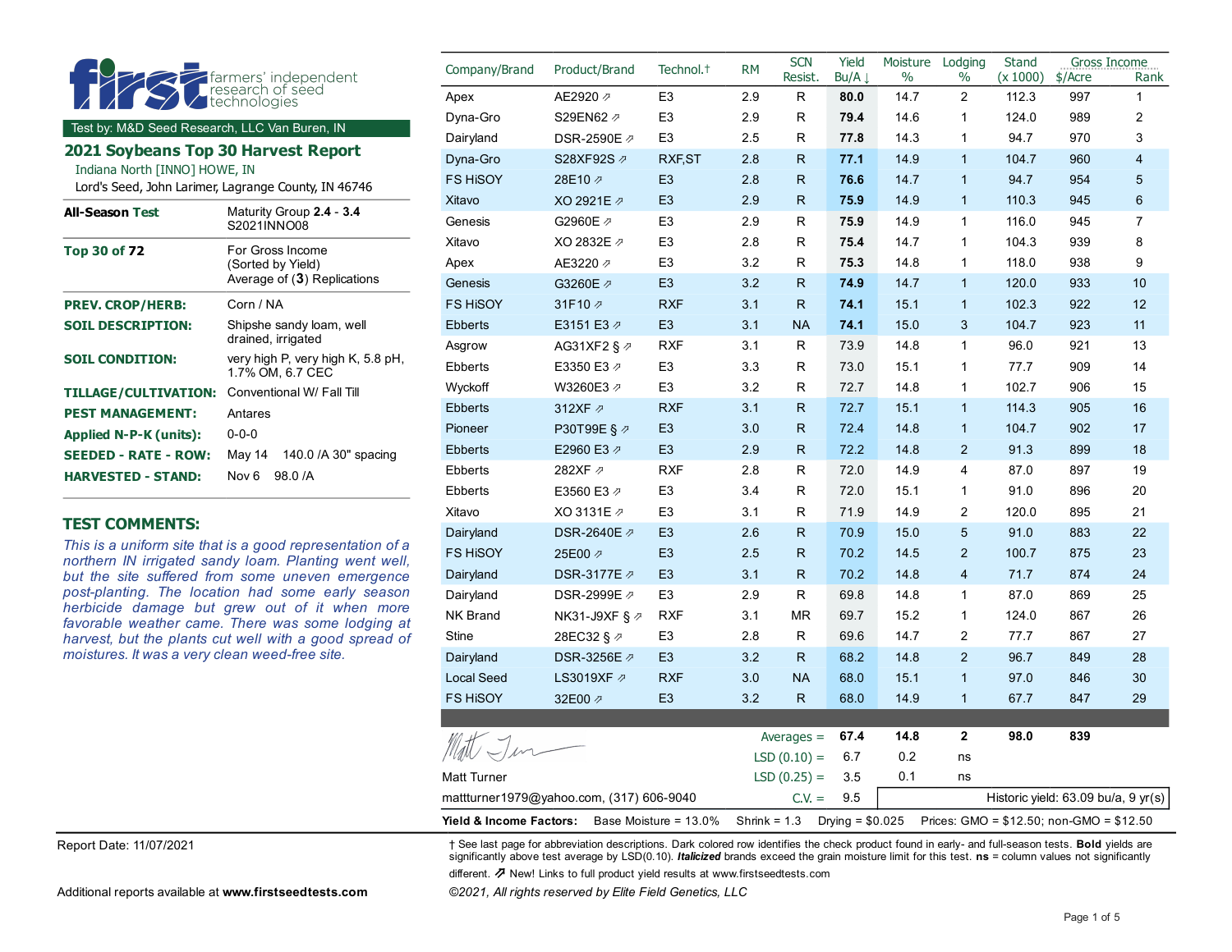**first** farmers' independent research of seed technologies

Test by: M&D Seed Research, LLC Van Buren, IN

## 2021 Soybeans Top 30 Harvest Report

Indiana North [INNO] HOWE, IN

Lord's Seed, John Larimer, Lagrange County, IN 46746

| | |
|---|---|
| **All-Season Test** | Maturity Group **2.4 - 3.4** S2021INNO08 |
| **Top 30 of 72** | For Gross Income (Sorted by Yield) Average of (**3**) Replications |
| **PREV. CROP/HERB:** | Corn / NA |
| **SOIL DESCRIPTION:** | Shipshe sandy loam, well drained, irrigated |
| **SOIL CONDITION:** | very high P, very high K, 5.8 pH, 1.7% OM, 6.7 CEC |
| **TILLAGE/CULTIVATION:** | Conventional W/ Fall Till |
| **PEST MANAGEMENT:** | Antares |
| **Applied N-P-K (units):** | 0-0-0 |
| **SEEDED - RATE - ROW:** | May 14 140.0 /A 30" spacing |
| **HARVESTED - STAND:** | Nov 6 98.0 /A |

### TEST COMMENTS:

*This is a uniform site that is a good representation of a northern IN irrigated sandy loam. Planting went well, but the site suffered from some uneven emergence post-planting. The location had some early season herbicide damage but grew out of it when more favorable weather came. There was some lodging at harvest, but the plants cut well with a good spread of moistures. It was a very clean weed-free site.*

| Company/Brand | Product/Brand | Technol.† | RM | SCN Resist. | Yield Bu/A ↓ | Moisture % | Lodging % | Stand (x 1000) | Gross Income $/Acre | Gross Income Rank |
|---|---|---|---|---|---|---|---|---|---|---|
| Apex | AE2920 ⇗ | E3 | 2.9 | R | **80.0** | 14.7 | 2 | 112.3 | 997 | 1 |
| Dyna-Gro | S29EN62 ⇗ | E3 | 2.9 | R | **79.4** | 14.6 | 1 | 124.0 | 989 | 2 |
| Dairyland | DSR-2590E ⇗ | E3 | 2.5 | R | **77.8** | 14.3 | 1 | 94.7 | 970 | 3 |
| Dyna-Gro | S28XF92S ⇗ | RXF,ST | 2.8 | R | **77.1** | 14.9 | 1 | 104.7 | 960 | 4 |
| FS HiSOY | 28E10 ⇗ | E3 | 2.8 | R | **76.6** | 14.7 | 1 | 94.7 | 954 | 5 |
| Xitavo | XO 2921E ⇗ | E3 | 2.9 | R | **75.9** | 14.9 | 1 | 110.3 | 945 | 6 |
| Genesis | G2960E ⇗ | E3 | 2.9 | R | **75.9** | 14.9 | 1 | 116.0 | 945 | 7 |
| Xitavo | XO 2832E ⇗ | E3 | 2.8 | R | **75.4** | 14.7 | 1 | 104.3 | 939 | 8 |
| Apex | AE3220 ⇗ | E3 | 3.2 | R | **75.3** | 14.8 | 1 | 118.0 | 938 | 9 |
| Genesis | G3260E ⇗ | E3 | 3.2 | R | **74.9** | 14.7 | 1 | 120.0 | 933 | 10 |
| FS HiSOY | 31F10 ⇗ | RXF | 3.1 | R | **74.1** | 15.1 | 1 | 102.3 | 922 | 12 |
| Ebberts | E3151 E3 ⇗ | E3 | 3.1 | NA | **74.1** | 15.0 | 3 | 104.7 | 923 | 11 |
| Asgrow | AG31XF2 § ⇗ | RXF | 3.1 | R | 73.9 | 14.8 | 1 | 96.0 | 921 | 13 |
| Ebberts | E3350 E3 ⇗ | E3 | 3.3 | R | 73.0 | 15.1 | 1 | 77.7 | 909 | 14 |
| Wyckoff | W3260E3 ⇗ | E3 | 3.2 | R | 72.7 | 14.8 | 1 | 102.7 | 906 | 15 |
| Ebberts | 312XF ⇗ | RXF | 3.1 | R | 72.7 | 15.1 | 1 | 114.3 | 905 | 16 |
| Pioneer | P30T99E § ⇗ | E3 | 3.0 | R | 72.4 | 14.8 | 1 | 104.7 | 902 | 17 |
| Ebberts | E2960 E3 ⇗ | E3 | 2.9 | R | 72.2 | 14.8 | 2 | 91.3 | 899 | 18 |
| Ebberts | 282XF ⇗ | RXF | 2.8 | R | 72.0 | 14.9 | 4 | 87.0 | 897 | 19 |
| Ebberts | E3560 E3 ⇗ | E3 | 3.4 | R | 72.0 | 15.1 | 1 | 91.0 | 896 | 20 |
| Xitavo | XO 3131E ⇗ | E3 | 3.1 | R | 71.9 | 14.9 | 2 | 120.0 | 895 | 21 |
| Dairyland | DSR-2640E ⇗ | E3 | 2.6 | R | 70.9 | 15.0 | 5 | 91.0 | 883 | 22 |
| FS HiSOY | 25E00 ⇗ | E3 | 2.5 | R | 70.2 | 14.5 | 2 | 100.7 | 875 | 23 |
| Dairyland | DSR-3177E ⇗ | E3 | 3.1 | R | 70.2 | 14.8 | 4 | 71.7 | 874 | 24 |
| Dairyland | DSR-2999E ⇗ | E3 | 2.9 | R | 69.8 | 14.8 | 1 | 87.0 | 869 | 25 |
| NK Brand | NK31-J9XF § ⇗ | RXF | 3.1 | MR | 69.7 | 15.2 | 1 | 124.0 | 867 | 26 |
| Stine | 28EC32 § ⇗ | E3 | 2.8 | R | 69.6 | 14.7 | 2 | 77.7 | 867 | 27 |
| Dairyland | DSR-3256E ⇗ | E3 | 3.2 | R | 68.2 | 14.8 | 2 | 96.7 | 849 | 28 |
| Local Seed | LS3019XF ⇗ | RXF | 3.0 | NA | 68.0 | 15.1 | 1 | 97.0 | 846 | 30 |
| FS HiSOY | 32E00 ⇗ | E3 | 3.2 | R | 68.0 | 14.9 | 1 | 67.7 | 847 | 29 |
| | | | | Averages = | **67.4** | **14.8** | **2** | **98.0** | **839** | |
| | | | | LSD (0.10) = | 6.7 | 0.2 | ns | | | |
| | | | | LSD (0.25) = | 3.5 | 0.1 | ns | | | |
| | | | | C.V. = | 9.5 | | | | | |

Historic yield: 63.09 bu/a, 9 yr(s)

Matt Turner

mattturner1979@yahoo.com, (317) 606-9040

**Yield & Income Factors:** Base Moisture = 13.0% Shrink = 1.3 Drying = $0.025 Prices: GMO = $12.50; non-GMO = $12.50

Report Date: 11/07/2021

† See last page for abbreviation descriptions. Dark colored row identifies the check product found in early- and full-season tests. **Bold** yields are significantly above test average by LSD(0.10). ***Italicized*** brands exceed the grain moisture limit for this test. **ns** = column values not significantly different. ⇗ New! Links to full product yield results at www.firstseedtests.com

Additional reports available at **www.firstseedtests.com**

*©2021, All rights reserved by Elite Field Genetics, LLC*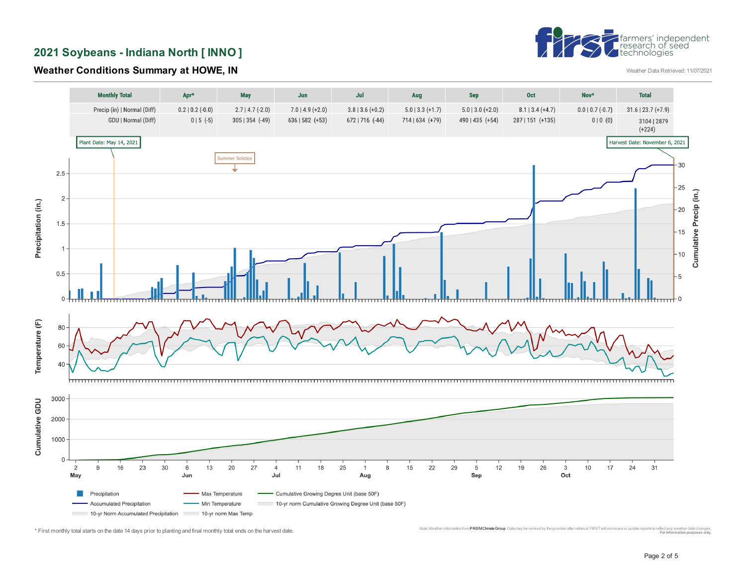## 2021 Soybeans - Indiana North [ INNO ]

### Weather Conditions Summary at HOWE, IN

Weather Data Retrieved: 11/07/2021

| Monthly Total | Apr* | May | Jun | Jul | Aug | Sep | Oct | Nov* | Total |
|---|---|---|---|---|---|---|---|---|---|
| Precip (in) \| Normal (Diff) | 0.2 \| 0.2 (-0.0) | 2.7 \| 4.7 (-2.0) | 7.0 \| 4.9 (+2.0) | 3.8 \| 3.6 (+0.2) | 5.0 \| 3.3 (+1.7) | 5.0 \| 3.0 (+2.0) | 8.1 \| 3.4 (+4.7) | 0.0 \| 0.7 (-0.7) | 31.6 \| 23.7 (+7.9) |
| GDU \| Normal (Diff) | 0 \| 5 (-5) | 305 \| 354 (-49) | 636 \| 582 (+53) | 672 \| 716 (-44) | 714 \| 634 (+79) | 490 \| 435 (+54) | 287 \| 151 (+135) | 0 \| 0 (0) | 3104 \| 2879 (+224) |

Plant Date: May 14, 2021

Harvest Date: November 6, 2021

Legend: Precipitation; Accumulated Precipitation; 10-yr Norm Accumulated Precipitation; Max Temperature; Min Temperature; 10-yr norm Max Temp; Cumulative Growing Degree Unit (base 50F); 10-yr norm Cumulative Growing Degree Unit (base 50F)

\* First monthly total starts on the date 14 days prior to planting and final monthly total ends on the harvest date.

Note: Weather information from PRISM Climate Group. Data may be revised by the provider after retrieval. FIRST will not revise or update reports to reflect any weather data changes. For information purposes only.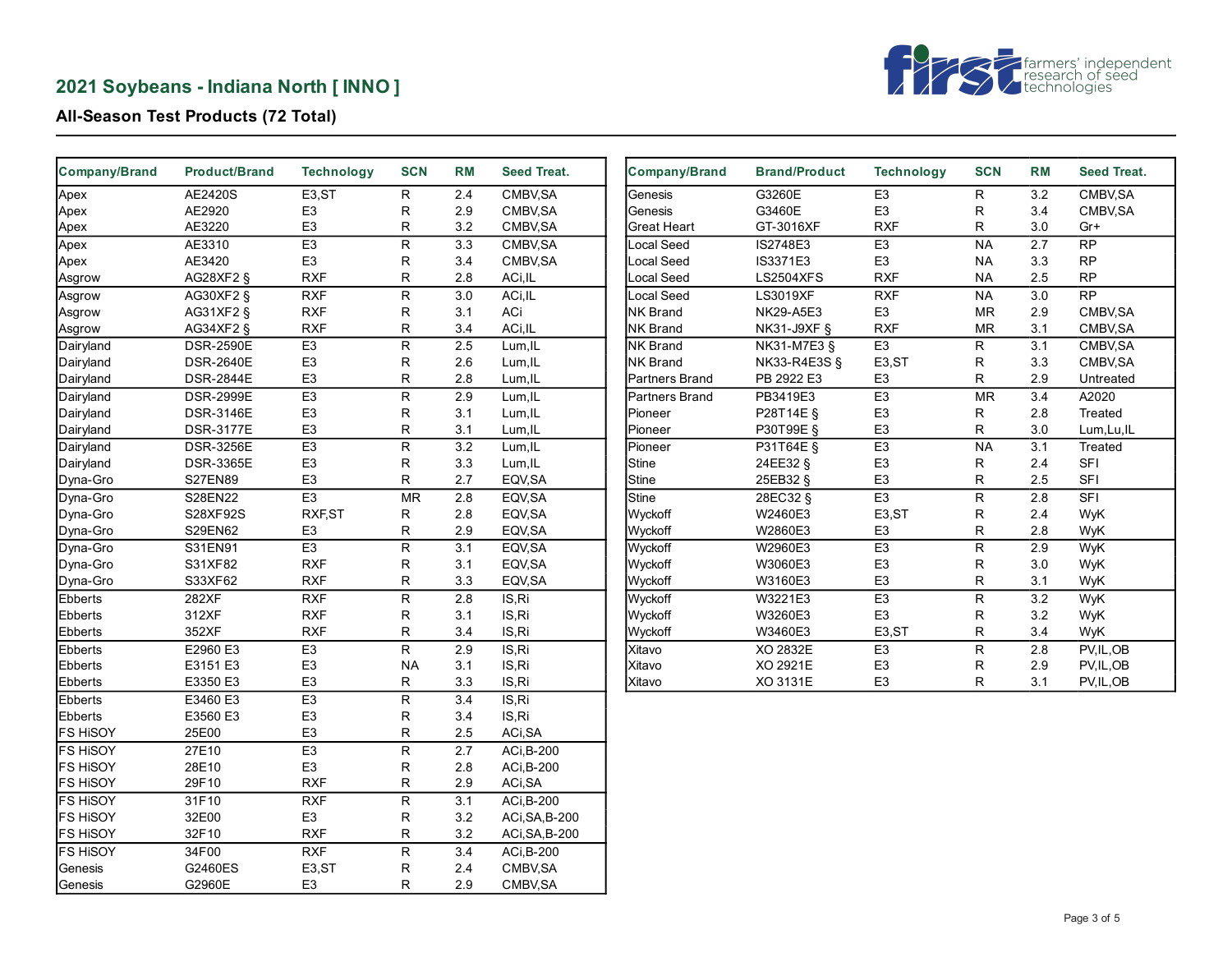## 2021 Soybeans - Indiana North [ INNO ]

### All-Season Test Products (72 Total)

| Company/Brand | Product/Brand | Technology | SCN | RM | Seed Treat. |
|---|---|---|---|---|---|
| Apex | AE2420S | E3,ST | R | 2.4 | CMBV,SA |
| Apex | AE2920 | E3 | R | 2.9 | CMBV,SA |
| Apex | AE3220 | E3 | R | 3.2 | CMBV,SA |
| Apex | AE3310 | E3 | R | 3.3 | CMBV,SA |
| Apex | AE3420 | E3 | R | 3.4 | CMBV,SA |
| Asgrow | AG28XF2 § | RXF | R | 2.8 | ACi,IL |
| Asgrow | AG30XF2 § | RXF | R | 3.0 | ACi,IL |
| Asgrow | AG31XF2 § | RXF | R | 3.1 | ACi |
| Asgrow | AG34XF2 § | RXF | R | 3.4 | ACi,IL |
| Dairyland | DSR-2590E | E3 | R | 2.5 | Lum,IL |
| Dairyland | DSR-2640E | E3 | R | 2.6 | Lum,IL |
| Dairyland | DSR-2844E | E3 | R | 2.8 | Lum,IL |
| Dairyland | DSR-2999E | E3 | R | 2.9 | Lum,IL |
| Dairyland | DSR-3146E | E3 | R | 3.1 | Lum,IL |
| Dairyland | DSR-3177E | E3 | R | 3.1 | Lum,IL |
| Dairyland | DSR-3256E | E3 | R | 3.2 | Lum,IL |
| Dairyland | DSR-3365E | E3 | R | 3.3 | Lum,IL |
| Dyna-Gro | S27EN89 | E3 | R | 2.7 | EQV,SA |
| Dyna-Gro | S28EN22 | E3 | MR | 2.8 | EQV,SA |
| Dyna-Gro | S28XF92S | RXF,ST | R | 2.8 | EQV,SA |
| Dyna-Gro | S29EN62 | E3 | R | 2.9 | EQV,SA |
| Dyna-Gro | S31EN91 | E3 | R | 3.1 | EQV,SA |
| Dyna-Gro | S31XF82 | RXF | R | 3.1 | EQV,SA |
| Dyna-Gro | S33XF62 | RXF | R | 3.3 | EQV,SA |
| Ebberts | 282XF | RXF | R | 2.8 | IS,Ri |
| Ebberts | 312XF | RXF | R | 3.1 | IS,Ri |
| Ebberts | 352XF | RXF | R | 3.4 | IS,Ri |
| Ebberts | E2960 E3 | E3 | R | 2.9 | IS,Ri |
| Ebberts | E3151 E3 | E3 | NA | 3.1 | IS,Ri |
| Ebberts | E3350 E3 | E3 | R | 3.3 | IS,Ri |
| Ebberts | E3460 E3 | E3 | R | 3.4 | IS,Ri |
| Ebberts | E3560 E3 | E3 | R | 3.4 | IS,Ri |
| FS HiSOY | 25E00 | E3 | R | 2.5 | ACi,SA |
| FS HiSOY | 27E10 | E3 | R | 2.7 | ACi,B-200 |
| FS HiSOY | 28E10 | E3 | R | 2.8 | ACi,B-200 |
| FS HiSOY | 29F10 | RXF | R | 2.9 | ACi,SA |
| FS HiSOY | 31F10 | RXF | R | 3.1 | ACi,B-200 |
| FS HiSOY | 32E00 | E3 | R | 3.2 | ACi,SA,B-200 |
| FS HiSOY | 32F10 | RXF | R | 3.2 | ACi,SA,B-200 |
| FS HiSOY | 34F00 | RXF | R | 3.4 | ACi,B-200 |
| Genesis | G2460ES | E3,ST | R | 2.4 | CMBV,SA |
| Genesis | G2960E | E3 | R | 2.9 | CMBV,SA |

| Company/Brand | Brand/Product | Technology | SCN | RM | Seed Treat. |
|---|---|---|---|---|---|
| Genesis | G3260E | E3 | R | 3.2 | CMBV,SA |
| Genesis | G3460E | E3 | R | 3.4 | CMBV,SA |
| Great Heart | GT-3016XF | RXF | R | 3.0 | Gr+ |
| Local Seed | IS2748E3 | E3 | NA | 2.7 | RP |
| Local Seed | IS3371E3 | E3 | NA | 3.3 | RP |
| Local Seed | LS2504XFS | RXF | NA | 2.5 | RP |
| Local Seed | LS3019XF | RXF | NA | 3.0 | RP |
| NK Brand | NK29-A5E3 | E3 | MR | 2.9 | CMBV,SA |
| NK Brand | NK31-J9XF § | RXF | MR | 3.1 | CMBV,SA |
| NK Brand | NK31-M7E3 § | E3 | R | 3.1 | CMBV,SA |
| NK Brand | NK33-R4E3S § | E3,ST | R | 3.3 | CMBV,SA |
| Partners Brand | PB 2922 E3 | E3 | R | 2.9 | Untreated |
| Partners Brand | PB3419E3 | E3 | MR | 3.4 | A2020 |
| Pioneer | P28T14E § | E3 | R | 2.8 | Treated |
| Pioneer | P30T99E § | E3 | R | 3.0 | Lum,Lu,IL |
| Pioneer | P31T64E § | E3 | NA | 3.1 | Treated |
| Stine | 24EE32 § | E3 | R | 2.4 | SFI |
| Stine | 25EB32 § | E3 | R | 2.5 | SFI |
| Stine | 28EC32 § | E3 | R | 2.8 | SFI |
| Wyckoff | W2460E3 | E3,ST | R | 2.4 | WyK |
| Wyckoff | W2860E3 | E3 | R | 2.8 | WyK |
| Wyckoff | W2960E3 | E3 | R | 2.9 | WyK |
| Wyckoff | W3060E3 | E3 | R | 3.0 | WyK |
| Wyckoff | W3160E3 | E3 | R | 3.1 | WyK |
| Wyckoff | W3221E3 | E3 | R | 3.2 | WyK |
| Wyckoff | W3260E3 | E3 | R | 3.2 | WyK |
| Wyckoff | W3460E3 | E3,ST | R | 3.4 | WyK |
| Xitavo | XO 2832E | E3 | R | 2.8 | PV,IL,OB |
| Xitavo | XO 2921E | E3 | R | 2.9 | PV,IL,OB |
| Xitavo | XO 3131E | E3 | R | 3.1 | PV,IL,OB |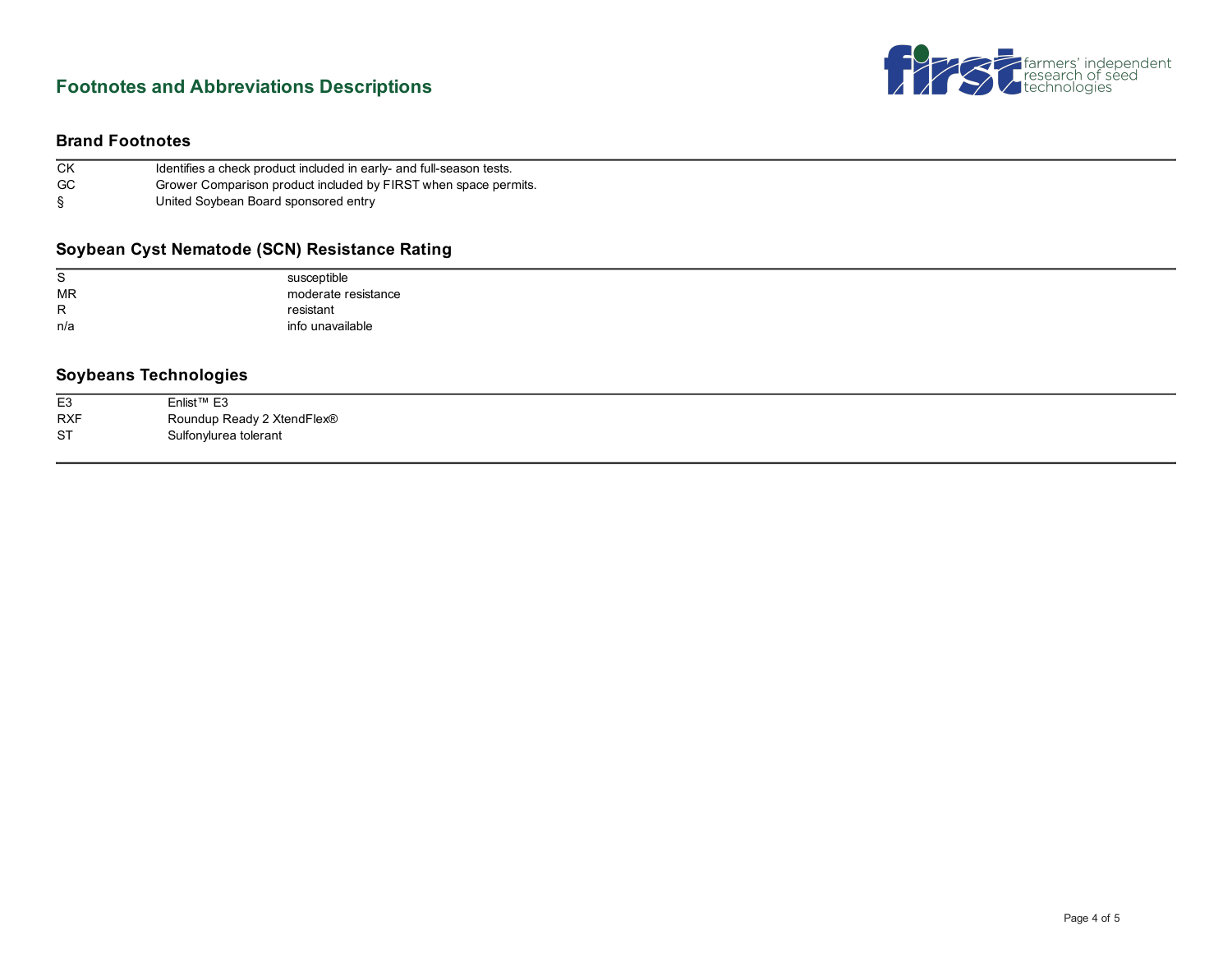# Footnotes and Abbreviations Descriptions

## Brand Footnotes

| | |
|---|---|
| CK | Identifies a check product included in early- and full-season tests. |
| GC | Grower Comparison product included by FIRST when space permits. |
| § | United Soybean Board sponsored entry |

## Soybean Cyst Nematode (SCN) Resistance Rating

| | |
|---|---|
| S | susceptible |
| MR | moderate resistance |
| R | resistant |
| n/a | info unavailable |

## Soybeans Technologies

| | |
|---|---|
| E3 | Enlist™ E3 |
| RXF | Roundup Ready 2 XtendFlex® |
| ST | Sulfonylurea tolerant |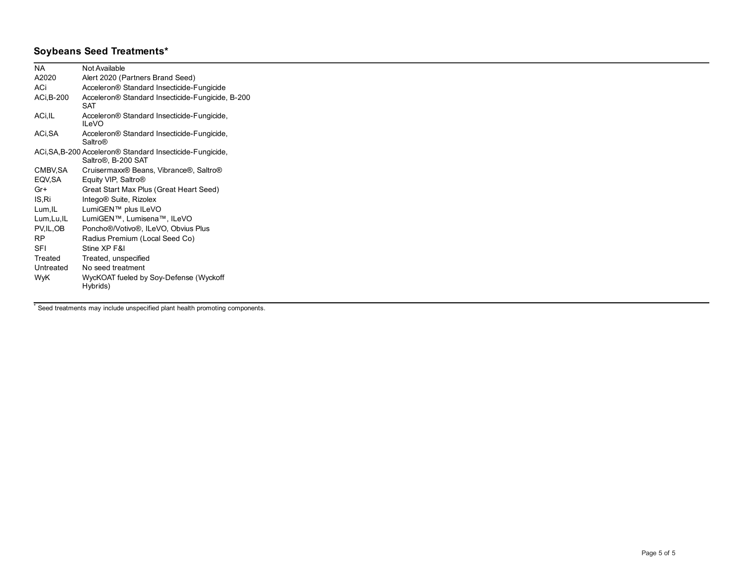## Soybeans Seed Treatments*

| | |
|---|---|
| NA | Not Available |
| A2020 | Alert 2020 (Partners Brand Seed) |
| ACi | Acceleron® Standard Insecticide-Fungicide |
| ACi,B-200 | Acceleron® Standard Insecticide-Fungicide, B-200 SAT |
| ACi,IL | Acceleron® Standard Insecticide-Fungicide, ILeVO |
| ACi,SA | Acceleron® Standard Insecticide-Fungicide, Saltro® |
| ACi,SA,B-200 | Acceleron® Standard Insecticide-Fungicide, Saltro®, B-200 SAT |
| CMBV,SA | Cruisermaxx® Beans, Vibrance®, Saltro® |
| EQV,SA | Equity VIP, Saltro® |
| Gr+ | Great Start Max Plus (Great Heart Seed) |
| IS,Ri | Intego® Suite, Rizolex |
| Lum,IL | LumiGEN™ plus ILeVO |
| Lum,Lu,IL | LumiGEN™, Lumisena™, ILeVO |
| PV,IL,OB | Poncho®/Votivo®, ILeVO, Obvius Plus |
| RP | Radius Premium (Local Seed Co) |
| SFI | Stine XP F&I |
| Treated | Treated, unspecified |
| Untreated | No seed treatment |
| WyK | WycKOAT fueled by Soy-Defense (Wyckoff Hybrids) |

* Seed treatments may include unspecified plant health promoting components.